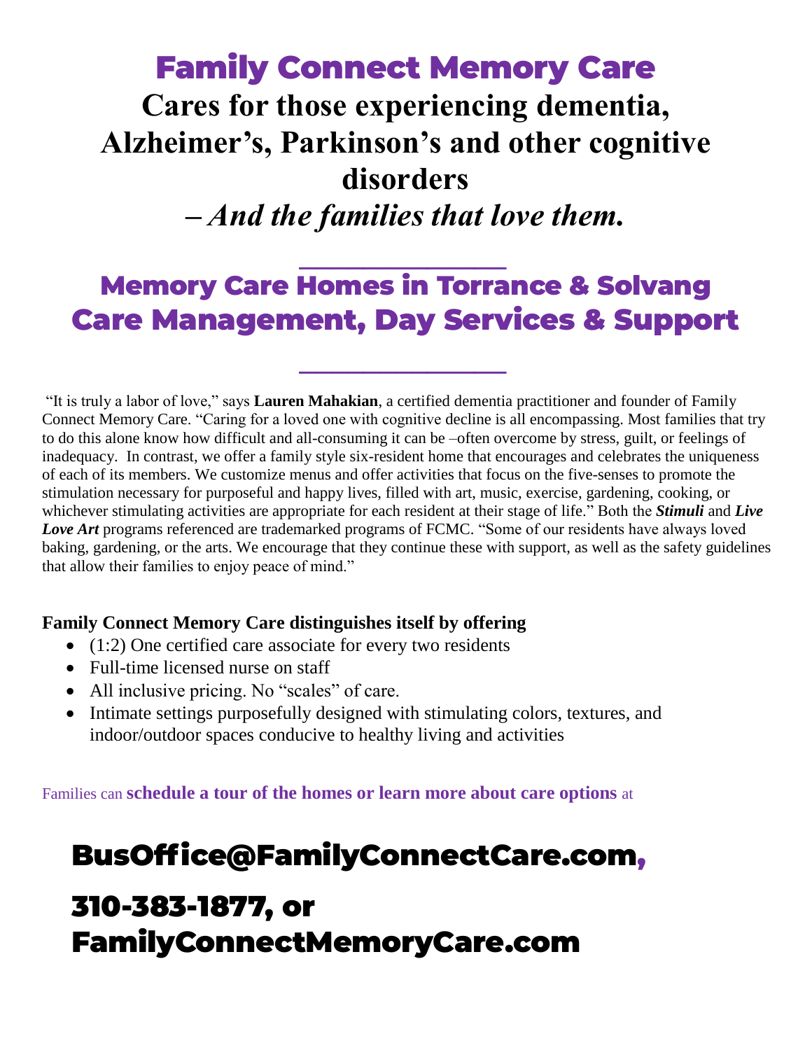# Family Connect Memory Care

## Cares for those experiencing dementia, Alzheimer's, Parkinson's and other cognitive disorders

## – *And the families that love them.*

---

## Memory Care Homes in Torrance & Solvang
## Care Management, Day Services & Support

---

"It is truly a labor of love," says **Lauren Mahakian**, a certified dementia practitioner and founder of Family Connect Memory Care. "Caring for a loved one with cognitive decline is all encompassing. Most families that try to do this alone know how difficult and all-consuming it can be –often overcome by stress, guilt, or feelings of inadequacy. In contrast, we offer a family style six-resident home that encourages and celebrates the uniqueness of each of its members. We customize menus and offer activities that focus on the five-senses to promote the stimulation necessary for purposeful and happy lives, filled with art, music, exercise, gardening, cooking, or whichever stimulating activities are appropriate for each resident at their stage of life." Both the ***Stimuli*** and ***Live Love Art*** programs referenced are trademarked programs of FCMC. "Some of our residents have always loved baking, gardening, or the arts. We encourage that they continue these with support, as well as the safety guidelines that allow their families to enjoy peace of mind."

**Family Connect Memory Care distinguishes itself by offering**

- (1:2) One certified care associate for every two residents
- Full-time licensed nurse on staff
- All inclusive pricing. No "scales" of care.
- Intimate settings purposefully designed with stimulating colors, textures, and indoor/outdoor spaces conducive to healthy living and activities

Families can **schedule a tour of the homes or learn more about care options** at

## BusOffice@FamilyConnectCare.com,

## 310-383-1877, or FamilyConnectMemoryCare.com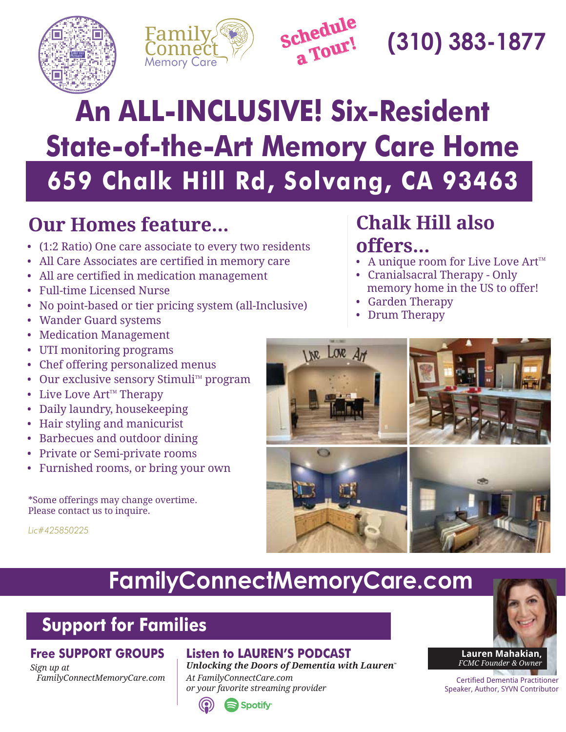Family Connect Memory Care

**Schedule a Tour!** **(310) 383-1877**

# An ALL-INCLUSIVE! Six-Resident State-of-the-Art Memory Care Home

## 659 Chalk Hill Rd, Solvang, CA 93463

## Our Homes feature...

- (1:2 Ratio) One care associate to every two residents
- All Care Associates are certified in memory care
- All are certified in medication management
- Full-time Licensed Nurse
- No point-based or tier pricing system (all-Inclusive)
- Wander Guard systems
- Medication Management
- UTI monitoring programs
- Chef offering personalized menus
- Our exclusive sensory Stimuli™ program
- Live Love Art™ Therapy
- Daily laundry, housekeeping
- Hair styling and manicurist
- Barbecues and outdoor dining
- Private or Semi-private rooms
- Furnished rooms, or bring your own

*Some offerings may change overtime. Please contact us to inquire.

*Lic#425850225*

## Chalk Hill also offers...

- A unique room for Live Love Art™
- Cranialsacral Therapy - Only memory home in the US to offer!
- Garden Therapy
- Drum Therapy

# FamilyConnectMemoryCare.com

## Support for Families

### Free SUPPORT GROUPS

*Sign up at FamilyConnectMemoryCare.com*

### Listen to LAUREN'S PODCAST

***Unlocking the Doors of Dementia with Lauren™***

*At FamilyConnectCare.com or your favorite streaming provider*

Spotify

**Lauren Mahakian,** *FCMC Founder & Owner*

Certified Dementia Practitioner
Speaker, Author, SYVN Contributor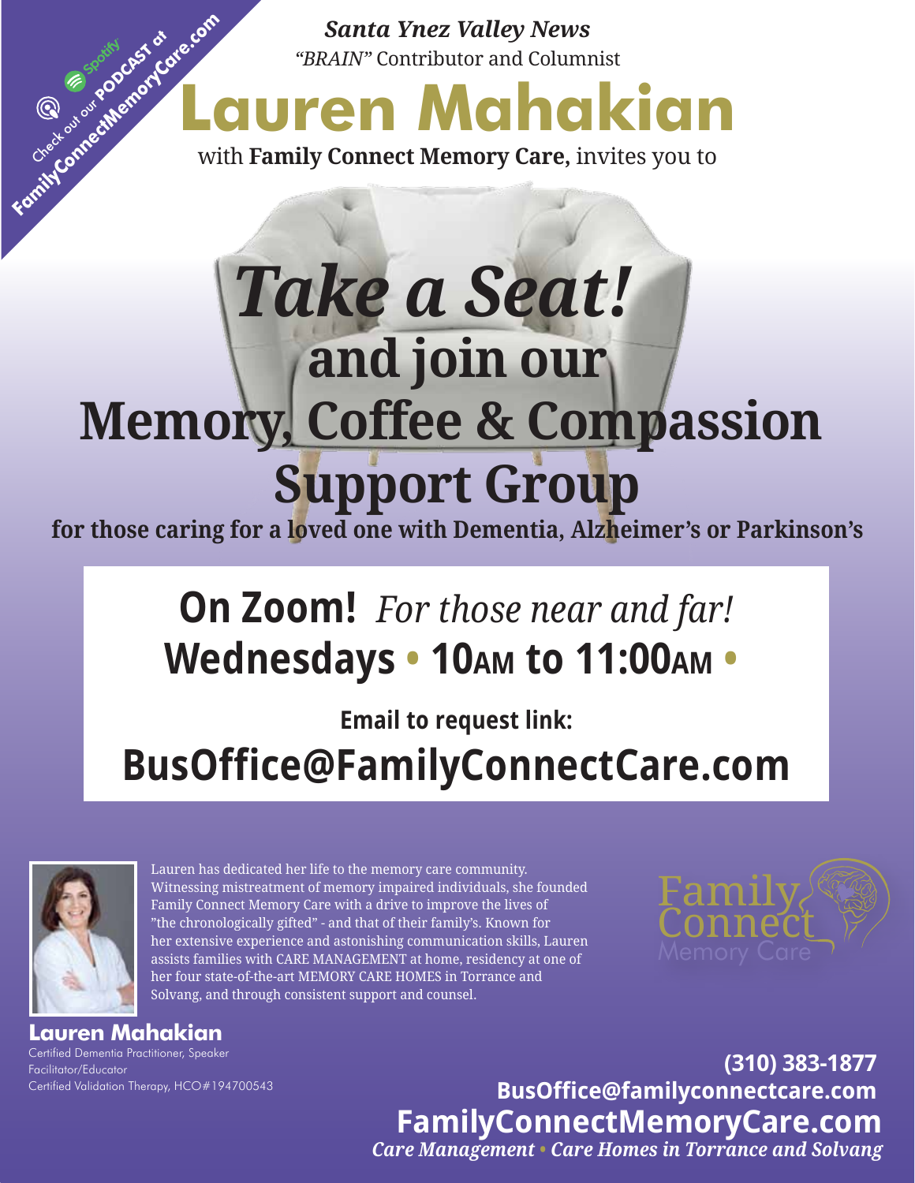Check out our PODCAST at FamilyConnectMemoryCare.com

***Santa Ynez Valley News***
*"BRAIN"* Contributor and Columnist

# Lauren Mahakian

with **Family Connect Memory Care,** invites you to

# *Take a Seat!*

## and join our Memory, Coffee & Compassion Support Group

**for those caring for a loved one with Dementia, Alzheimer's or Parkinson's**

## On Zoom! *For those near and far!*

## Wednesdays • 10AM to 11:00AM •

**Email to request link:**

## BusOffice@FamilyConnectCare.com

Lauren has dedicated her life to the memory care community. Witnessing mistreatment of memory impaired individuals, she founded Family Connect Memory Care with a drive to improve the lives of "the chronologically gifted" - and that of their family's. Known for her extensive experience and astonishing communication skills, Lauren assists families with CARE MANAGEMENT at home, residency at one of her four state-of-the-art MEMORY CARE HOMES in Torrance and Solvang, and through consistent support and counsel.

**Lauren Mahakian**
Certified Dementia Practitioner, Speaker
Facilitator/Educator
Certified Validation Therapy, HCO#194700543

Family Connect Memory Care

**(310) 383-1877**
**BusOffice@familyconnectcare.com**
**FamilyConnectMemoryCare.com**
***Care Management • Care Homes in Torrance and Solvang***